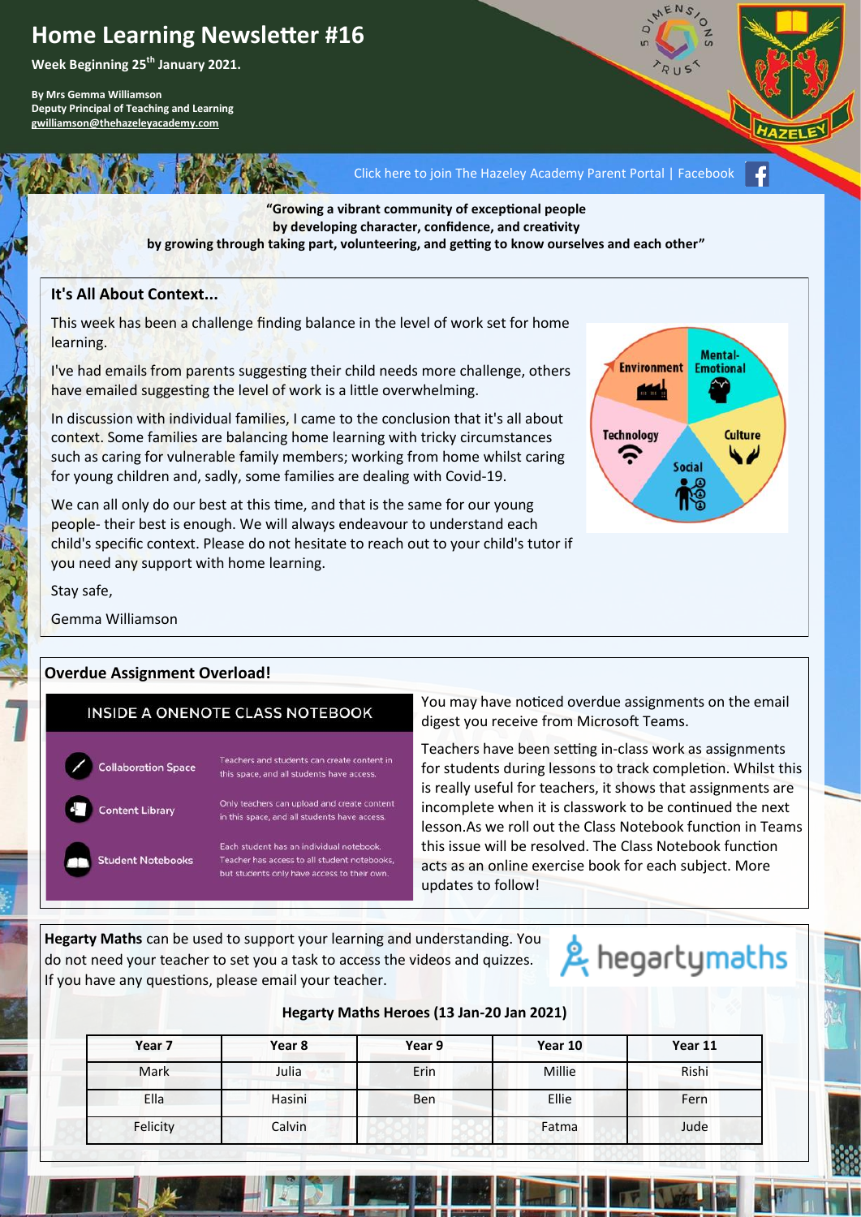# Home Learning Newsletter #16

**Week Beginning 25th January 2021.**

**By Mrs Gemma Williamson**
**Deputy Principal of Teaching and Learning**
**gwilliamson@thehazeleyacademy.com**

Click here to join The Hazeley Academy Parent Portal | Facebook

**"Growing a vibrant community of exceptional people by developing character, confidence, and creativity by growing through taking part, volunteering, and getting to know ourselves and each other"**

## It's All About Context...

This week has been a challenge finding balance in the level of work set for home learning.

I've had emails from parents suggesting their child needs more challenge, others have emailed suggesting the level of work is a little overwhelming.

In discussion with individual families, I came to the conclusion that it's all about context. Some families are balancing home learning with tricky circumstances such as caring for vulnerable family members; working from home whilst caring for young children and, sadly, some families are dealing with Covid-19.

We can all only do our best at this time, and that is the same for our young people- their best is enough. We will always endeavour to understand each child's specific context. Please do not hesitate to reach out to your child's tutor if you need any support with home learning.

Stay safe,

Gemma Williamson

## Overdue Assignment Overload!

**INSIDE A ONENOTE CLASS NOTEBOOK**

- **Collaboration Space** – Teachers and students can create content in this space, and all students have access.
- **Content Library** – Only teachers can upload and create content in this space, and all students have access.
- **Student Notebooks** – Each student has an individual notebook. Teacher has access to all student notebooks, but students only have access to their own.

You may have noticed overdue assignments on the email digest you receive from Microsoft Teams.

Teachers have been setting in-class work as assignments for students during lessons to track completion. Whilst this is really useful for teachers, it shows that assignments are incomplete when it is classwork to be continued the next lesson.As we roll out the Class Notebook function in Teams this issue will be resolved. The Class Notebook function acts as an online exercise book for each subject. More updates to follow!

**Hegarty Maths** can be used to support your learning and understanding. You do not need your teacher to set you a task to access the videos and quizzes. If you have any questions, please email your teacher.

**Hegarty Maths Heroes (13 Jan-20 Jan 2021)**

| Year 7 | Year 8 | Year 9 | Year 10 | Year 11 |
|---|---|---|---|---|
| Mark | Julia | Erin | Millie | Rishi |
| Ella | Hasini | Ben | Ellie | Fern |
| Felicity | Calvin | | Fatma | Jude |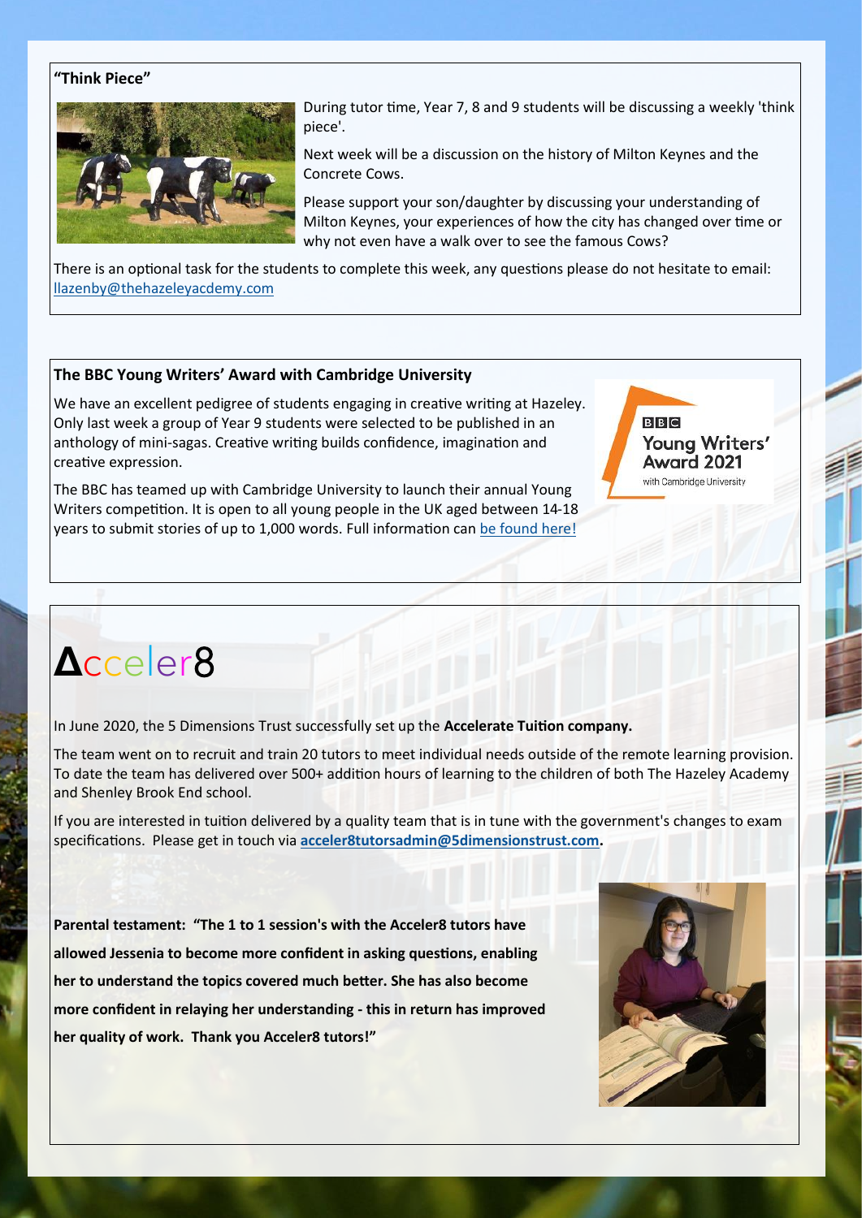### "Think Piece"

During tutor time, Year 7, 8 and 9 students will be discussing a weekly 'think piece'.

Next week will be a discussion on the history of Milton Keynes and the Concrete Cows.

Please support your son/daughter by discussing your understanding of Milton Keynes, your experiences of how the city has changed over time or why not even have a walk over to see the famous Cows?

There is an optional task for the students to complete this week, any questions please do not hesitate to email: llazenby@thehazeleyacdemy.com

### The BBC Young Writers' Award with Cambridge University

We have an excellent pedigree of students engaging in creative writing at Hazeley. Only last week a group of Year 9 students were selected to be published in an anthology of mini-sagas. Creative writing builds confidence, imagination and creative expression.

The BBC has teamed up with Cambridge University to launch their annual Young Writers competition. It is open to all young people in the UK aged between 14-18 years to submit stories of up to 1,000 words. Full information can be found here!

BBC Young Writers' Award 2021 with Cambridge University

# Acceler8

In June 2020, the 5 Dimensions Trust successfully set up the **Accelerate Tuition company.**

The team went on to recruit and train 20 tutors to meet individual needs outside of the remote learning provision. To date the team has delivered over 500+ addition hours of learning to the children of both The Hazeley Academy and Shenley Brook End school.

If you are interested in tuition delivered by a quality team that is in tune with the government's changes to exam specifications. Please get in touch via **acceler8tutorsadmin@5dimensionstrust.com.**

**Parental testament: "The 1 to 1 session's with the Acceler8 tutors have allowed Jessenia to become more confident in asking questions, enabling her to understand the topics covered much better. She has also become more confident in relaying her understanding - this in return has improved her quality of work. Thank you Acceler8 tutors!"**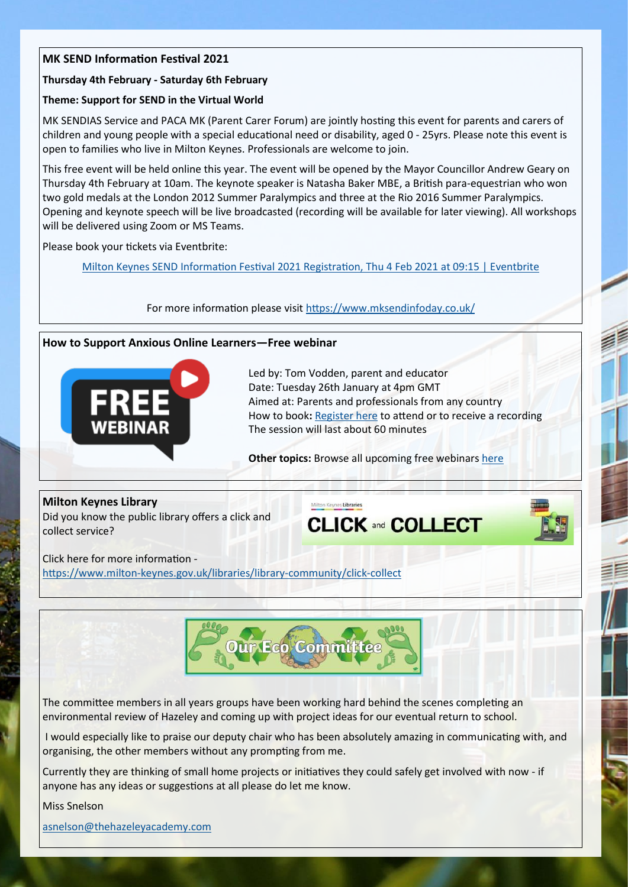## MK SEND Information Festival 2021

**Thursday 4th February - Saturday 6th February**

**Theme: Support for SEND in the Virtual World**

MK SENDIAS Service and PACA MK (Parent Carer Forum) are jointly hosting this event for parents and carers of children and young people with a special educational need or disability, aged 0 - 25yrs. Please note this event is open to families who live in Milton Keynes. Professionals are welcome to join.

This free event will be held online this year. The event will be opened by the Mayor Councillor Andrew Geary on Thursday 4th February at 10am. The keynote speaker is Natasha Baker MBE, a British para-equestrian who won two gold medals at the London 2012 Summer Paralympics and three at the Rio 2016 Summer Paralympics. Opening and keynote speech will be live broadcasted (recording will be available for later viewing). All workshops will be delivered using Zoom or MS Teams.

Please book your tickets via Eventbrite:

Milton Keynes SEND Information Festival 2021 Registration, Thu 4 Feb 2021 at 09:15 | Eventbrite

For more information please visit https://www.mksendinfoday.co.uk/

## How to Support Anxious Online Learners—Free webinar

FREE WEBINAR

Led by: Tom Vodden, parent and educator
Date: Tuesday 26th January at 4pm GMT
Aimed at: Parents and professionals from any country
How to book**:** Register here to attend or to receive a recording
The session will last about 60 minutes

**Other topics:** Browse all upcoming free webinars here

## Milton Keynes Library

Did you know the public library offers a click and collect service?

Milton Keynes Libraries CLICK and COLLECT

Click here for more information - https://www.milton-keynes.gov.uk/libraries/library-community/click-collect

## Our Eco Committee

The committee members in all years groups have been working hard behind the scenes completing an environmental review of Hazeley and coming up with project ideas for our eventual return to school.

I would especially like to praise our deputy chair who has been absolutely amazing in communicating with, and organising, the other members without any prompting from me.

Currently they are thinking of small home projects or initiatives they could safely get involved with now - if anyone has any ideas or suggestions at all please do let me know.

Miss Snelson

asnelson@thehazeleyacademy.com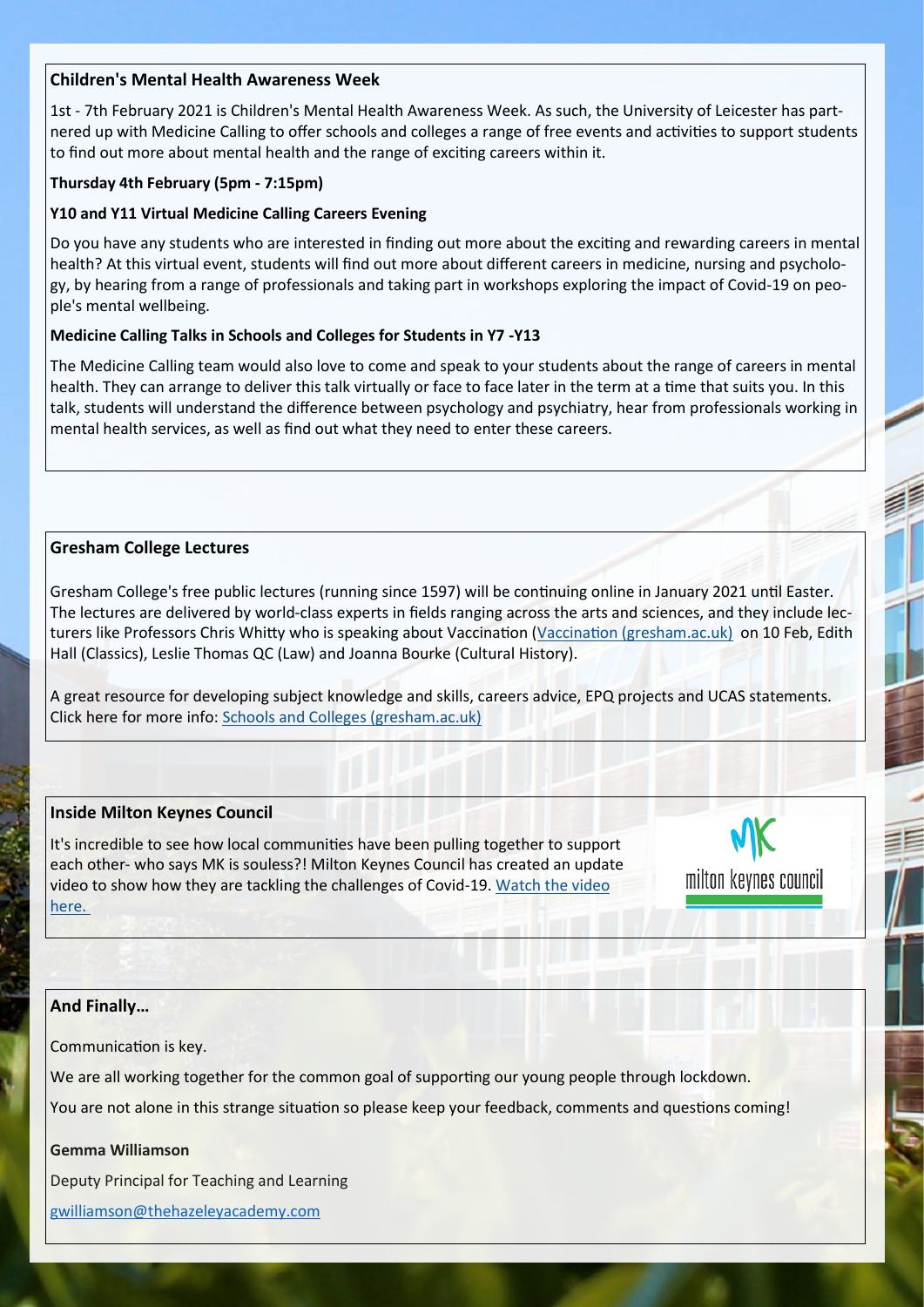## Children's Mental Health Awareness Week

1st - 7th February 2021 is Children's Mental Health Awareness Week. As such, the University of Leicester has partnered up with Medicine Calling to offer schools and colleges a range of free events and activities to support students to find out more about mental health and the range of exciting careers within it.

**Thursday 4th February (5pm - 7:15pm)**

**Y10 and Y11 Virtual Medicine Calling Careers Evening**

Do you have any students who are interested in finding out more about the exciting and rewarding careers in mental health? At this virtual event, students will find out more about different careers in medicine, nursing and psychology, by hearing from a range of professionals and taking part in workshops exploring the impact of Covid-19 on people's mental wellbeing.

**Medicine Calling Talks in Schools and Colleges for Students in Y7 -Y13**

The Medicine Calling team would also love to come and speak to your students about the range of careers in mental health. They can arrange to deliver this talk virtually or face to face later in the term at a time that suits you. In this talk, students will understand the difference between psychology and psychiatry, hear from professionals working in mental health services, as well as find out what they need to enter these careers.

## Gresham College Lectures

Gresham College's free public lectures (running since 1597) will be continuing online in January 2021 until Easter. The lectures are delivered by world-class experts in fields ranging across the arts and sciences, and they include lecturers like Professors Chris Whitty who is speaking about Vaccination (Vaccination (gresham.ac.uk)  on 10 Feb, Edith Hall (Classics), Leslie Thomas QC (Law) and Joanna Bourke (Cultural History).

A great resource for developing subject knowledge and skills, careers advice, EPQ projects and UCAS statements. Click here for more info: Schools and Colleges (gresham.ac.uk)

## Inside Milton Keynes Council

It's incredible to see how local communities have been pulling together to support each other- who says MK is souless?! Milton Keynes Council has created an update video to show how they are tackling the challenges of Covid-19. Watch the video here.

## And Finally…

Communication is key.

We are all working together for the common goal of supporting our young people through lockdown.

You are not alone in this strange situation so please keep your feedback, comments and questions coming!

**Gemma Williamson**

Deputy Principal for Teaching and Learning

gwilliamson@thehazeleyacademy.com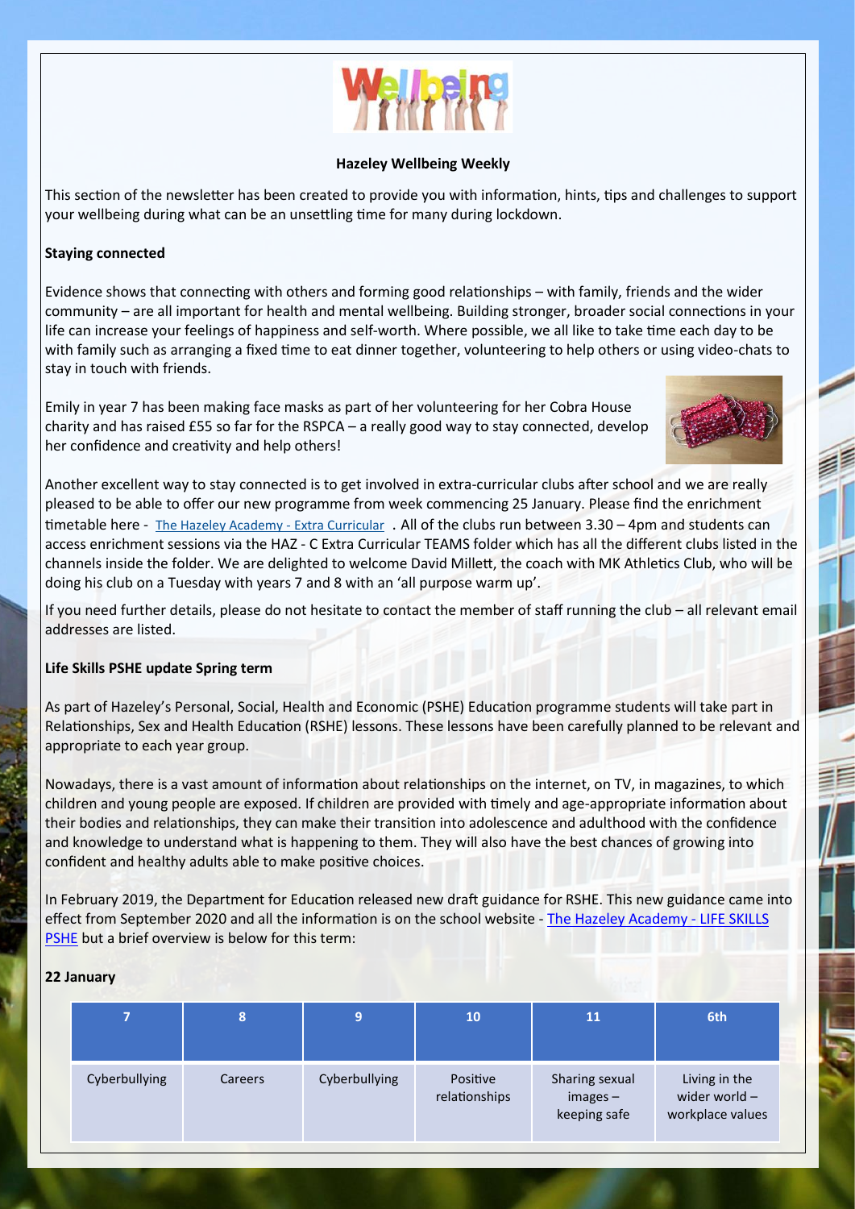**Hazeley Wellbeing Weekly**

This section of the newsletter has been created to provide you with information, hints, tips and challenges to support your wellbeing during what can be an unsettling time for many during lockdown.

**Staying connected**

Evidence shows that connecting with others and forming good relationships – with family, friends and the wider community – are all important for health and mental wellbeing. Building stronger, broader social connections in your life can increase your feelings of happiness and self-worth. Where possible, we all like to take time each day to be with family such as arranging a fixed time to eat dinner together, volunteering to help others or using video-chats to stay in touch with friends.

Emily in year 7 has been making face masks as part of her volunteering for her Cobra House charity and has raised £55 so far for the RSPCA – a really good way to stay connected, develop her confidence and creativity and help others!

Another excellent way to stay connected is to get involved in extra-curricular clubs after school and we are really pleased to be able to offer our new programme from week commencing 25 January. Please find the enrichment timetable here - [The Hazeley Academy - Extra Curricular](). All of the clubs run between 3.30 – 4pm and students can access enrichment sessions via the HAZ - C Extra Curricular TEAMS folder which has all the different clubs listed in the channels inside the folder. We are delighted to welcome David Millett, the coach with MK Athletics Club, who will be doing his club on a Tuesday with years 7 and 8 with an 'all purpose warm up'.

If you need further details, please do not hesitate to contact the member of staff running the club – all relevant email addresses are listed.

**Life Skills PSHE update Spring term**

As part of Hazeley's Personal, Social, Health and Economic (PSHE) Education programme students will take part in Relationships, Sex and Health Education (RSHE) lessons. These lessons have been carefully planned to be relevant and appropriate to each year group.

Nowadays, there is a vast amount of information about relationships on the internet, on TV, in magazines, to which children and young people are exposed. If children are provided with timely and age-appropriate information about their bodies and relationships, they can make their transition into adolescence and adulthood with the confidence and knowledge to understand what is happening to them. They will also have the best chances of growing into confident and healthy adults able to make positive choices.

In February 2019, the Department for Education released new draft guidance for RSHE. This new guidance came into effect from September 2020 and all the information is on the school website - [The Hazeley Academy - LIFE SKILLS PSHE]() but a brief overview is below for this term:

**22 January**

| 7 | 8 | 9 | 10 | 11 | 6th |
|---|---|---|---|---|---|
| Cyberbullying | Careers | Cyberbullying | Positive relationships | Sharing sexual images – keeping safe | Living in the wider world – workplace values |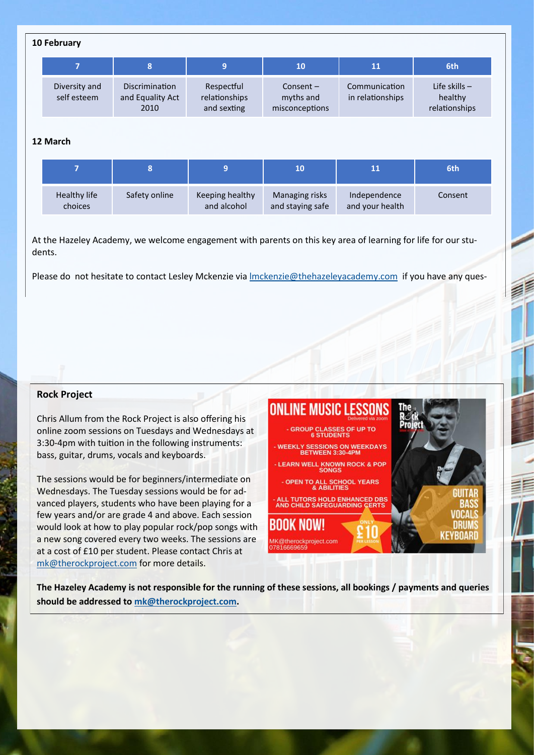**10 February**

| 7 | 8 | 9 | 10 | 11 | 6th |
|---|---|---|---|---|---|
| Diversity and self esteem | Discrimination and Equality Act 2010 | Respectful relationships and sexting | Consent – myths and misconceptions | Communication in relationships | Life skills – healthy relationships |

**12 March**

| 7 | 8 | 9 | 10 | 11 | 6th |
|---|---|---|---|---|---|
| Healthy life choices | Safety online | Keeping healthy and alcohol | Managing risks and staying safe | Independence and your health | Consent |

At the Hazeley Academy, we welcome engagement with parents on this key area of learning for life for our students.

Please do not hesitate to contact Lesley Mckenzie via lmckenzie@thehazeleyacademy.com if you have any ques-

**Rock Project**

Chris Allum from the Rock Project is also offering his online zoom sessions on Tuesdays and Wednesdays at 3:30-4pm with tuition in the following instruments: bass, guitar, drums, vocals and keyboards.

The sessions would be for beginners/intermediate on Wednesdays. The Tuesday sessions would be for advanced players, students who have been playing for a few years and/or are grade 4 and above. Each session would look at how to play popular rock/pop songs with a new song covered every two weeks. The sessions are at a cost of £10 per student. Please contact Chris at mk@therockproject.com for more details.

ONLINE MUSIC LESSONS
Delivered via zoom
- GROUP CLASSES OF UP TO 6 STUDENTS
- WEEKLY SESSIONS ON WEEKDAYS BETWEEN 3:30-4PM
- LEARN WELL KNOWN ROCK & POP SONGS
- OPEN TO ALL SCHOOL YEARS & ABILITIES
- ALL TUTORS HOLD ENHANCED DBS AND CHILD SAFEGUARDING CERTS
BOOK NOW!
ONLY £10 PER LESSON
MK@therockproject.com
07816669659
The Rock Project
GUITAR
BASS
VOCALS
DRUMS
KEYBOARD

**The Hazeley Academy is not responsible for the running of these sessions, all bookings / payments and queries should be addressed to mk@therockproject.com.**